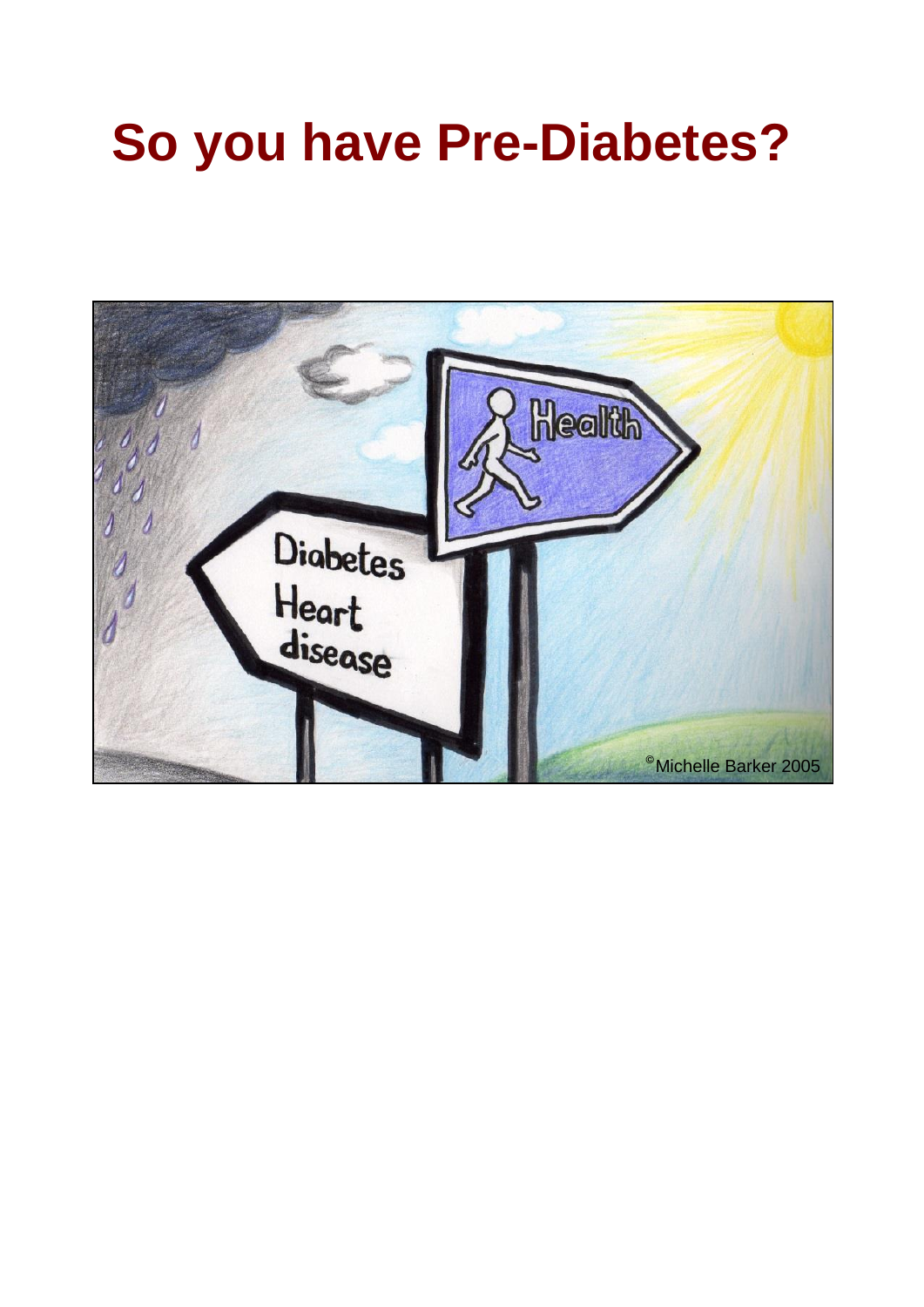# So you have Pre-Diabetes?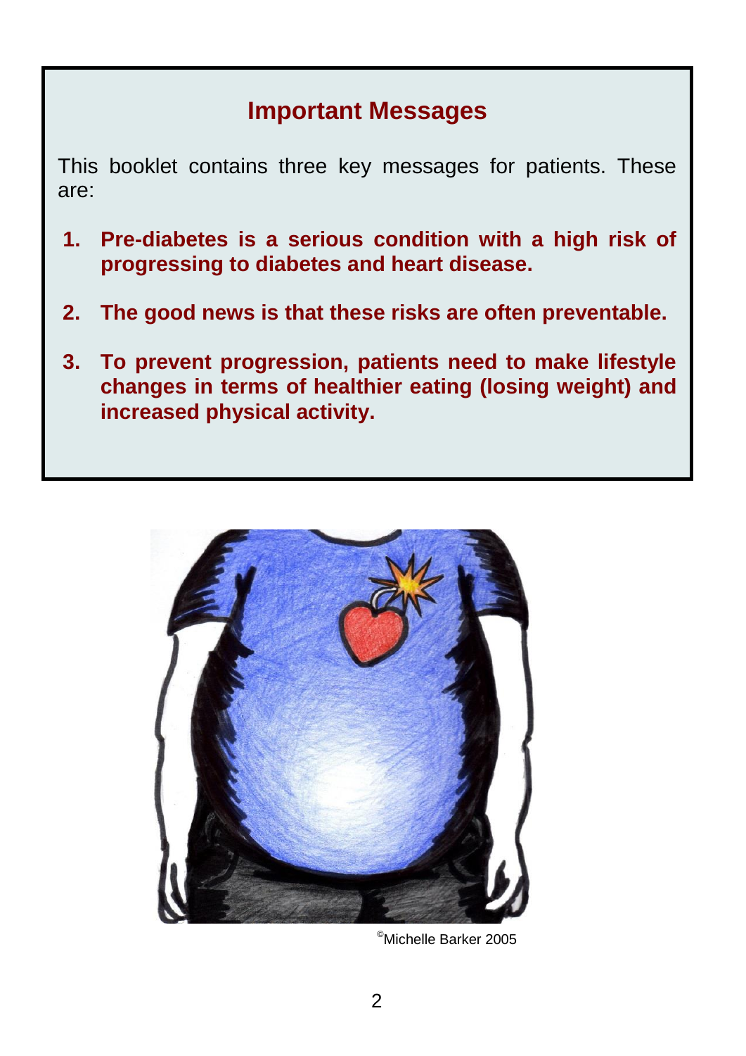## Important Messages

This booklet contains three key messages for patients. These are:

1. **Pre-diabetes is a serious condition with a high risk of progressing to diabetes and heart disease.**
2. **The good news is that these risks are often preventable.**
3. **To prevent progression, patients need to make lifestyle changes in terms of healthier eating (losing weight) and increased physical activity.**

©Michelle Barker 2005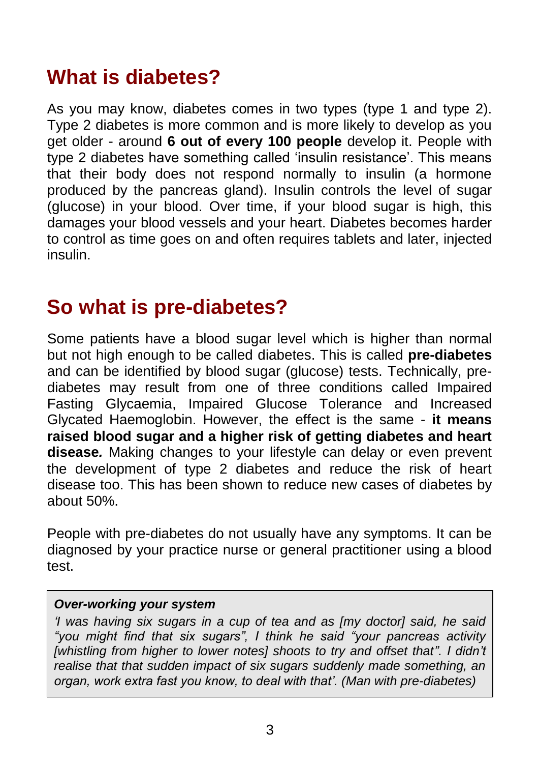## What is diabetes?

As you may know, diabetes comes in two types (type 1 and type 2). Type 2 diabetes is more common and is more likely to develop as you get older - around **6 out of every 100 people** develop it. People with type 2 diabetes have something called 'insulin resistance'. This means that their body does not respond normally to insulin (a hormone produced by the pancreas gland). Insulin controls the level of sugar (glucose) in your blood. Over time, if your blood sugar is high, this damages your blood vessels and your heart. Diabetes becomes harder to control as time goes on and often requires tablets and later, injected insulin.

## So what is pre-diabetes?

Some patients have a blood sugar level which is higher than normal but not high enough to be called diabetes. This is called **pre-diabetes** and can be identified by blood sugar (glucose) tests. Technically, pre-diabetes may result from one of three conditions called Impaired Fasting Glycaemia, Impaired Glucose Tolerance and Increased Glycated Haemoglobin. However, the effect is the same - **it means raised blood sugar and a higher risk of getting diabetes and heart disease.** Making changes to your lifestyle can delay or even prevent the development of type 2 diabetes and reduce the risk of heart disease too. This has been shown to reduce new cases of diabetes by about 50%.

People with pre-diabetes do not usually have any symptoms. It can be diagnosed by your practice nurse or general practitioner using a blood test.

> ***Over-working your system***
>
> *'I was having six sugars in a cup of tea and as [my doctor] said, he said "you might find that six sugars", I think he said "your pancreas activity [whistling from higher to lower notes] shoots to try and offset that". I didn't realise that that sudden impact of six sugars suddenly made something, an organ, work extra fast you know, to deal with that'. (Man with pre-diabetes)*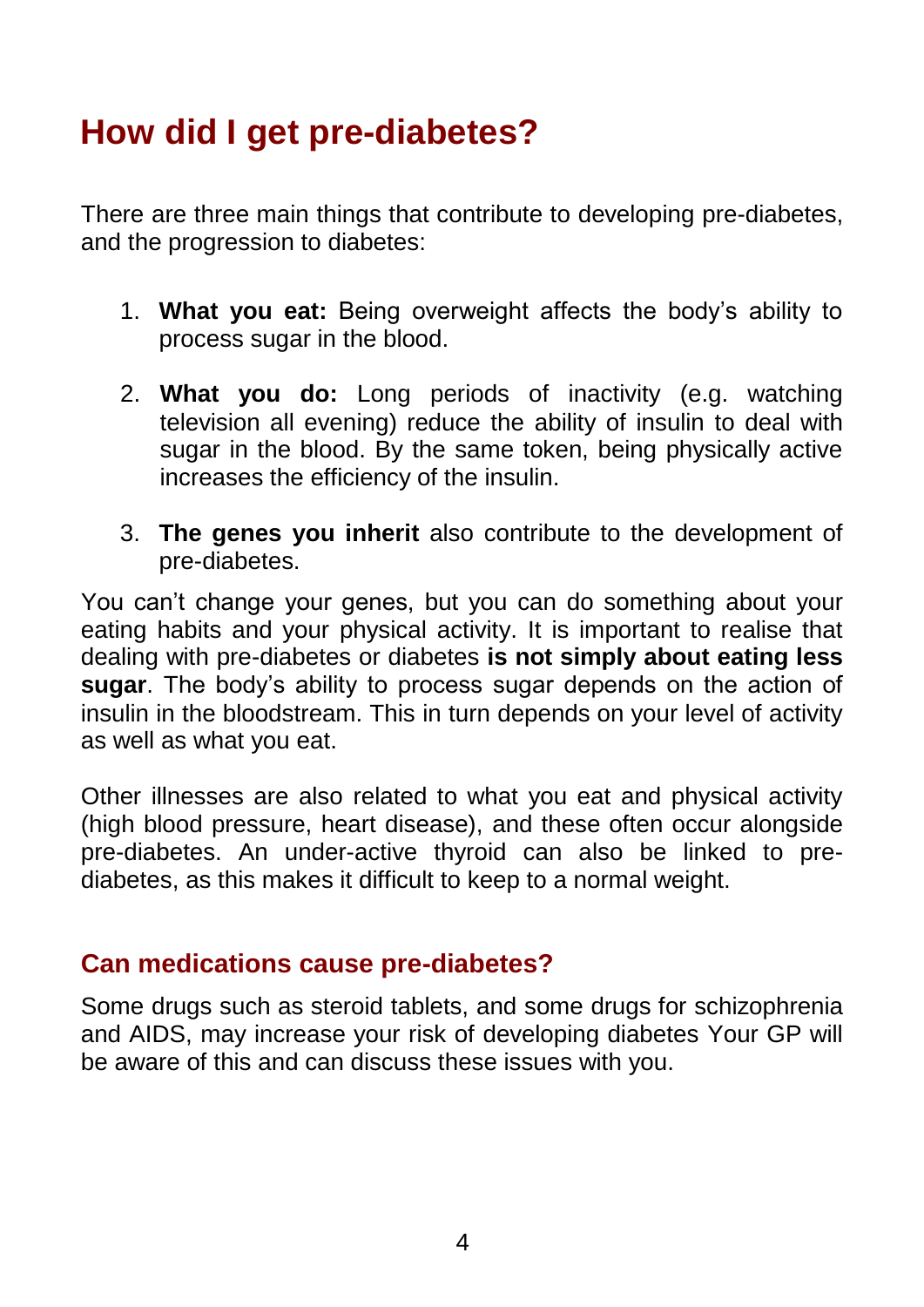# How did I get pre-diabetes?

There are three main things that contribute to developing pre-diabetes, and the progression to diabetes:

1. **What you eat:** Being overweight affects the body's ability to process sugar in the blood.

2. **What you do:** Long periods of inactivity (e.g. watching television all evening) reduce the ability of insulin to deal with sugar in the blood. By the same token, being physically active increases the efficiency of the insulin.

3. **The genes you inherit** also contribute to the development of pre-diabetes.

You can't change your genes, but you can do something about your eating habits and your physical activity. It is important to realise that dealing with pre-diabetes or diabetes **is not simply about eating less sugar**. The body's ability to process sugar depends on the action of insulin in the bloodstream. This in turn depends on your level of activity as well as what you eat.

Other illnesses are also related to what you eat and physical activity (high blood pressure, heart disease), and these often occur alongside pre-diabetes. An under-active thyroid can also be linked to pre-diabetes, as this makes it difficult to keep to a normal weight.

## Can medications cause pre-diabetes?

Some drugs such as steroid tablets, and some drugs for schizophrenia and AIDS, may increase your risk of developing diabetes Your GP will be aware of this and can discuss these issues with you.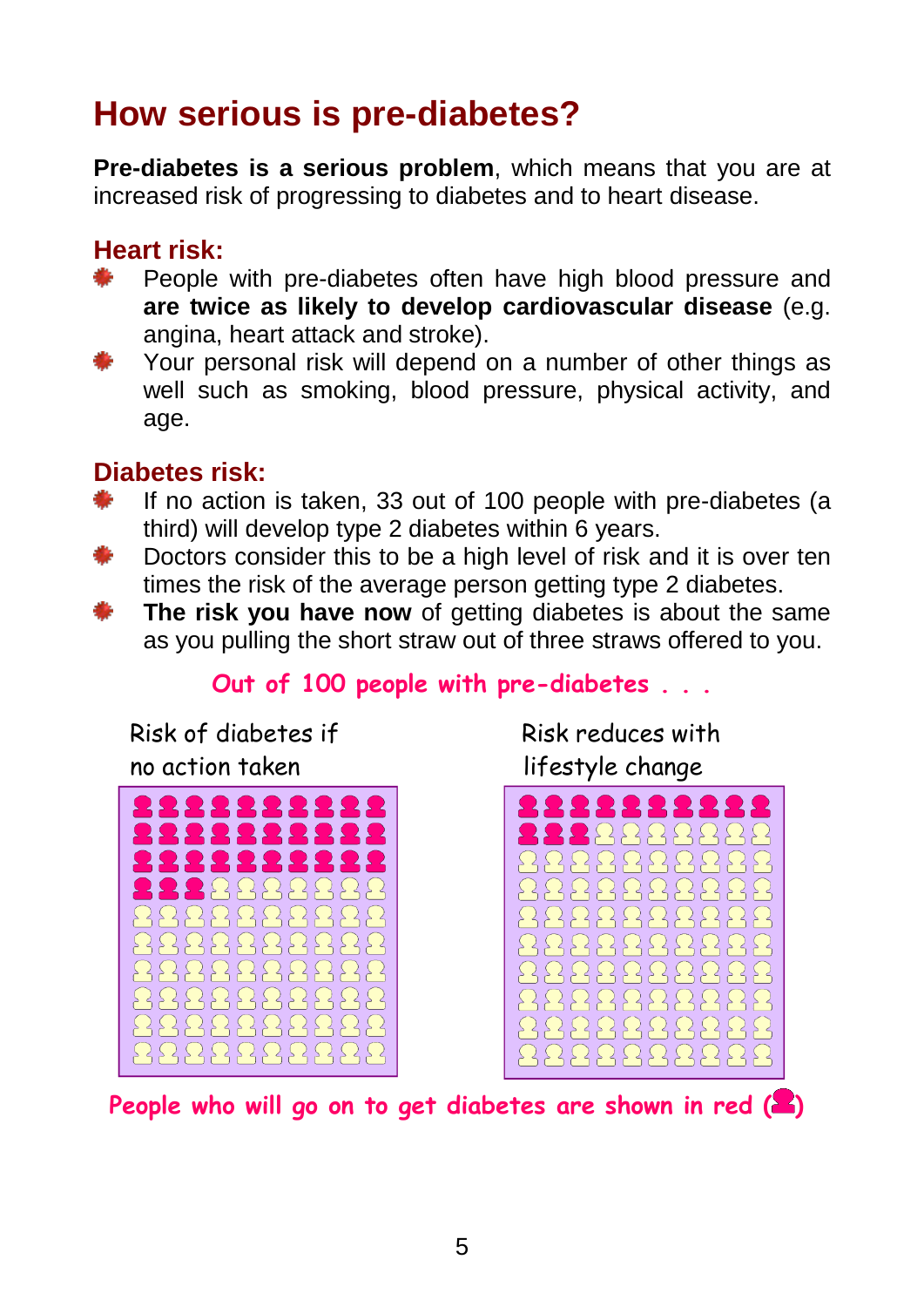# How serious is pre-diabetes?

**Pre-diabetes is a serious problem**, which means that you are at increased risk of progressing to diabetes and to heart disease.

## Heart risk:

- People with pre-diabetes often have high blood pressure and **are twice as likely to develop cardiovascular disease** (e.g. angina, heart attack and stroke).
- Your personal risk will depend on a number of other things as well such as smoking, blood pressure, physical activity, and age.

## Diabetes risk:

- If no action is taken, 33 out of 100 people with pre-diabetes (a third) will develop type 2 diabetes within 6 years.
- Doctors consider this to be a high level of risk and it is over ten times the risk of the average person getting type 2 diabetes.
- **The risk you have now** of getting diabetes is about the same as you pulling the short straw out of three straws offered to you.

**Out of 100 people with pre-diabetes . . .**

Risk of diabetes if no action taken

Risk reduces with lifestyle change

People who will go on to get diabetes are shown in red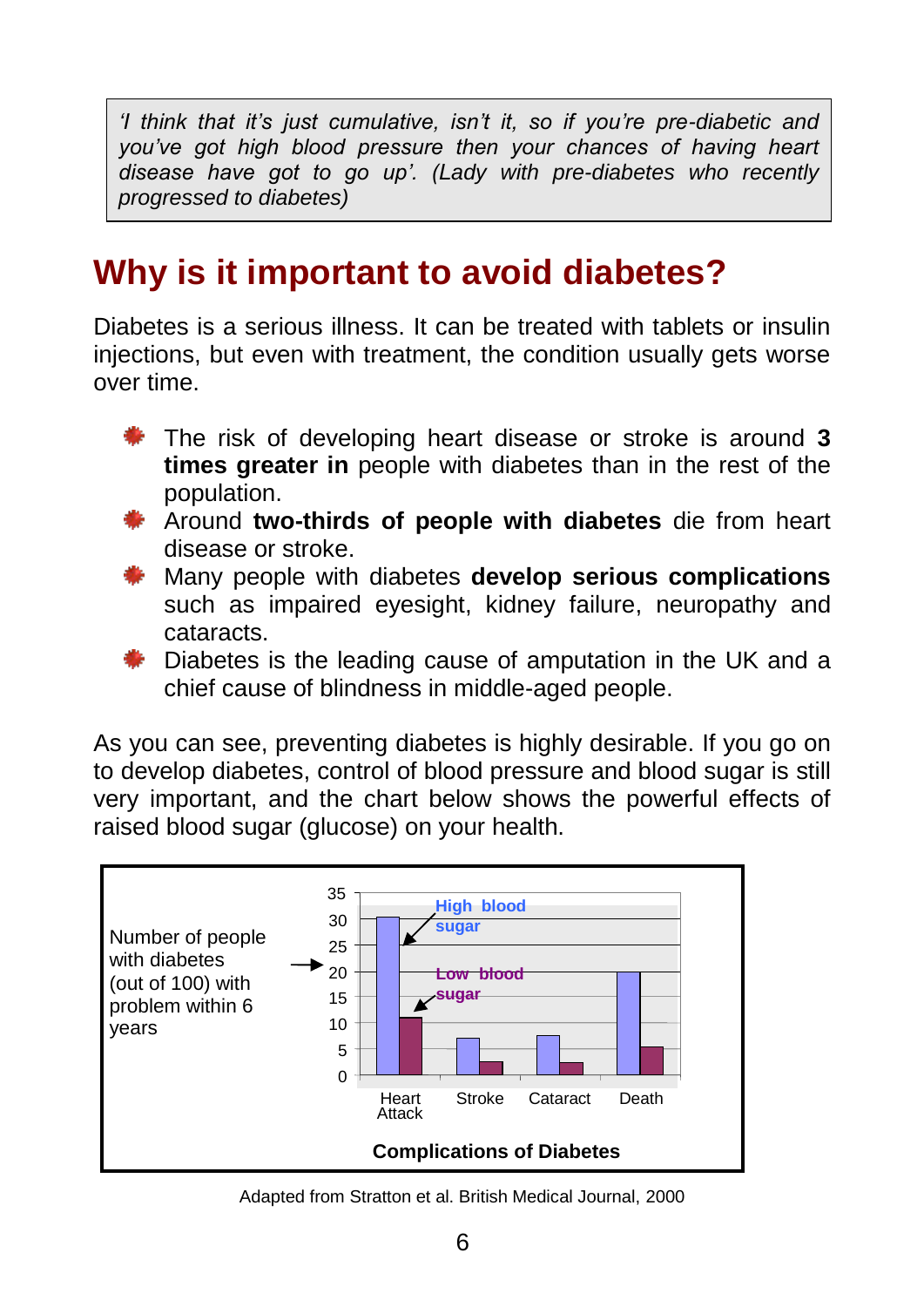*'I think that it's just cumulative, isn't it, so if you're pre-diabetic and you've got high blood pressure then your chances of having heart disease have got to go up'. (Lady with pre-diabetes who recently progressed to diabetes)*

## Why is it important to avoid diabetes?

Diabetes is a serious illness. It can be treated with tablets or insulin injections, but even with treatment, the condition usually gets worse over time.

- The risk of developing heart disease or stroke is around **3 times greater in** people with diabetes than in the rest of the population.
- Around **two-thirds of people with diabetes** die from heart disease or stroke.
- Many people with diabetes **develop serious complications** such as impaired eyesight, kidney failure, neuropathy and cataracts.
- Diabetes is the leading cause of amputation in the UK and a chief cause of blindness in middle-aged people.

As you can see, preventing diabetes is highly desirable. If you go on to develop diabetes, control of blood pressure and blood sugar is still very important, and the chart below shows the powerful effects of raised blood sugar (glucose) on your health.

Number of people with diabetes (out of 100) with problem within 6 years

| Complication | High blood sugar | Low blood sugar |
|---|---|---|
| Heart Attack | 30 | 11 |
| Stroke | 7 | 2.5 |
| Cataract | 7.5 | 2.5 |
| Death | 20 | 5.5 |

**Complications of Diabetes**

Adapted from Stratton et al. British Medical Journal, 2000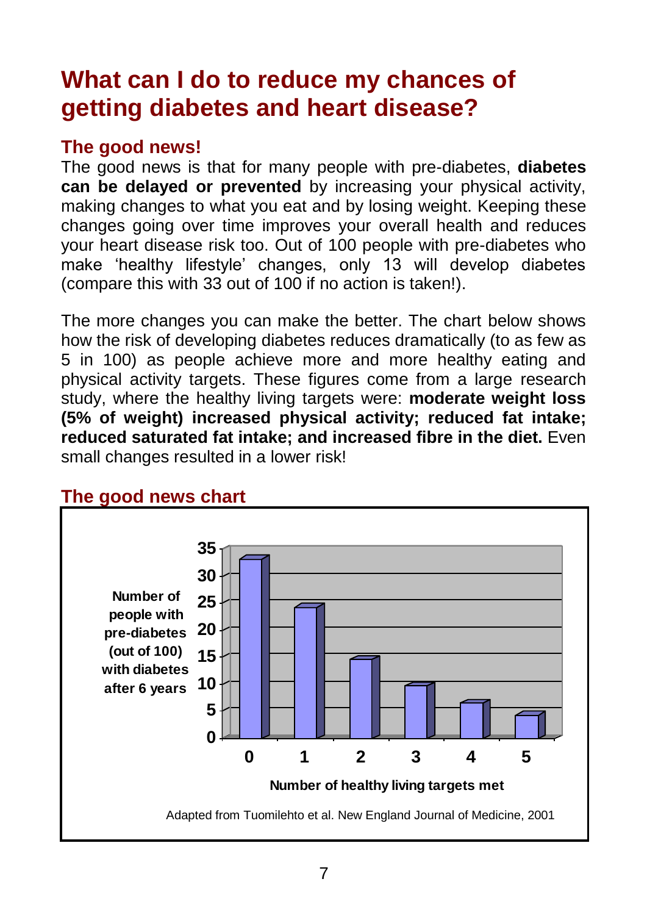# What can I do to reduce my chances of getting diabetes and heart disease?

## The good news!

The good news is that for many people with pre-diabetes, **diabetes can be delayed or prevented** by increasing your physical activity, making changes to what you eat and by losing weight. Keeping these changes going over time improves your overall health and reduces your heart disease risk too. Out of 100 people with pre-diabetes who make 'healthy lifestyle' changes, only 13 will develop diabetes (compare this with 33 out of 100 if no action is taken!).

The more changes you can make the better. The chart below shows how the risk of developing diabetes reduces dramatically (to as few as 5 in 100) as people achieve more and more healthy eating and physical activity targets. These figures come from a large research study, where the healthy living targets were: **moderate weight loss (5% of weight) increased physical activity; reduced fat intake; reduced saturated fat intake; and increased fibre in the diet.** Even small changes resulted in a lower risk!

## The good news chart

Number of people with pre-diabetes (out of 100) with diabetes after 6 years

Number of healthy living targets met

Adapted from Tuomilehto et al. New England Journal of Medicine, 2001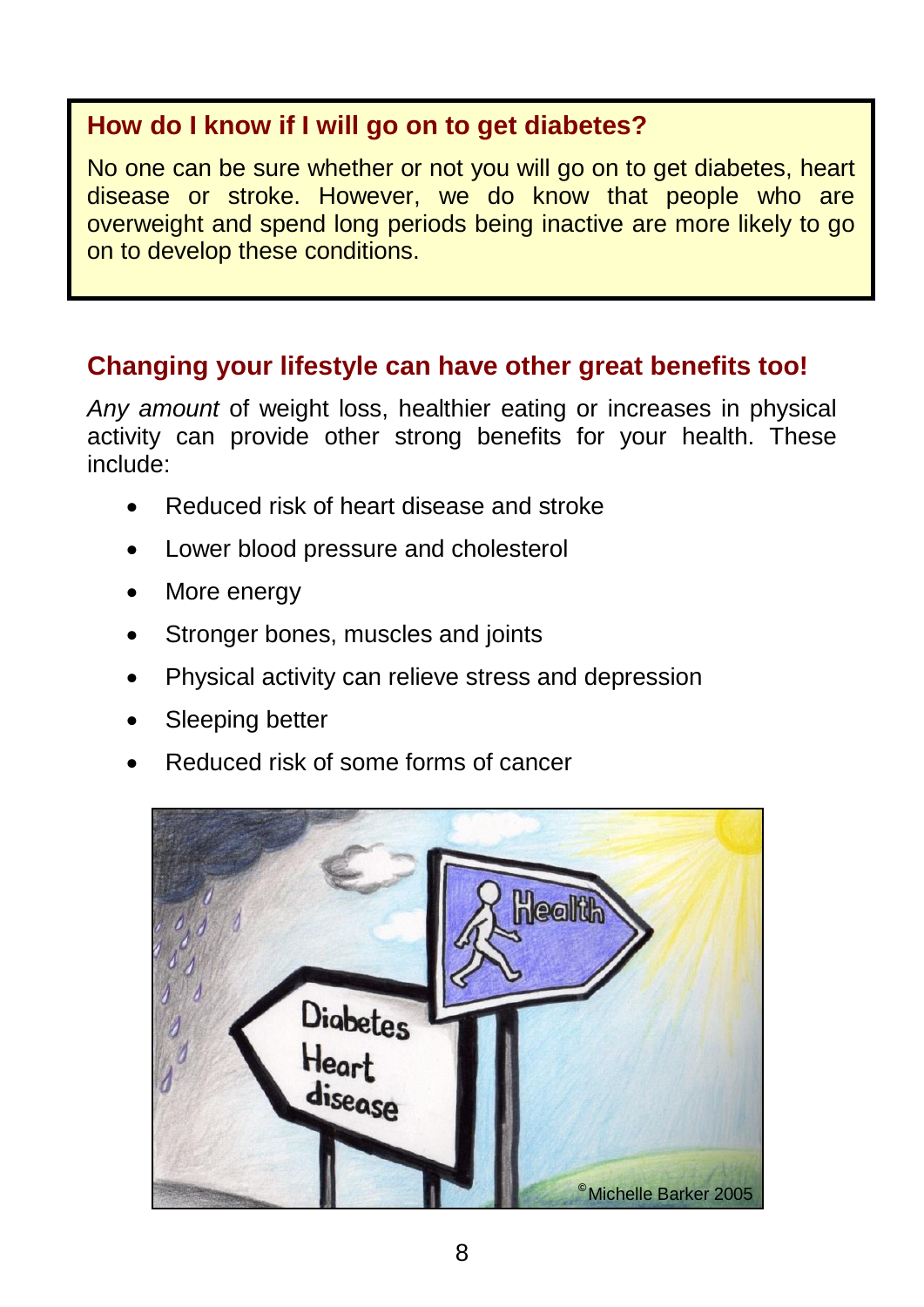## How do I know if I will go on to get diabetes?

No one can be sure whether or not you will go on to get diabetes, heart disease or stroke. However, we do know that people who are overweight and spend long periods being inactive are more likely to go on to develop these conditions.

## Changing your lifestyle can have other great benefits too!

*Any amount* of weight loss, healthier eating or increases in physical activity can provide other strong benefits for your health. These include:

- Reduced risk of heart disease and stroke
- Lower blood pressure and cholesterol
- More energy
- Stronger bones, muscles and joints
- Physical activity can relieve stress and depression
- Sleeping better
- Reduced risk of some forms of cancer

©Michelle Barker 2005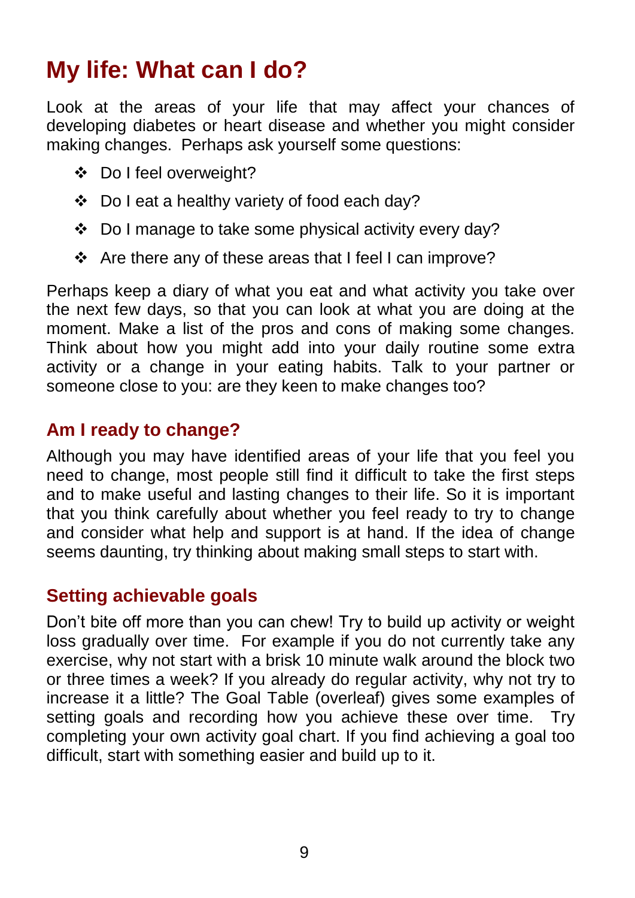# My life: What can I do?

Look at the areas of your life that may affect your chances of developing diabetes or heart disease and whether you might consider making changes. Perhaps ask yourself some questions:

- Do I feel overweight?
- Do I eat a healthy variety of food each day?
- Do I manage to take some physical activity every day?
- Are there any of these areas that I feel I can improve?

Perhaps keep a diary of what you eat and what activity you take over the next few days, so that you can look at what you are doing at the moment. Make a list of the pros and cons of making some changes. Think about how you might add into your daily routine some extra activity or a change in your eating habits. Talk to your partner or someone close to you: are they keen to make changes too?

## Am I ready to change?

Although you may have identified areas of your life that you feel you need to change, most people still find it difficult to take the first steps and to make useful and lasting changes to their life. So it is important that you think carefully about whether you feel ready to try to change and consider what help and support is at hand. If the idea of change seems daunting, try thinking about making small steps to start with.

## Setting achievable goals

Don't bite off more than you can chew! Try to build up activity or weight loss gradually over time. For example if you do not currently take any exercise, why not start with a brisk 10 minute walk around the block two or three times a week? If you already do regular activity, why not try to increase it a little? The Goal Table (overleaf) gives some examples of setting goals and recording how you achieve these over time. Try completing your own activity goal chart. If you find achieving a goal too difficult, start with something easier and build up to it.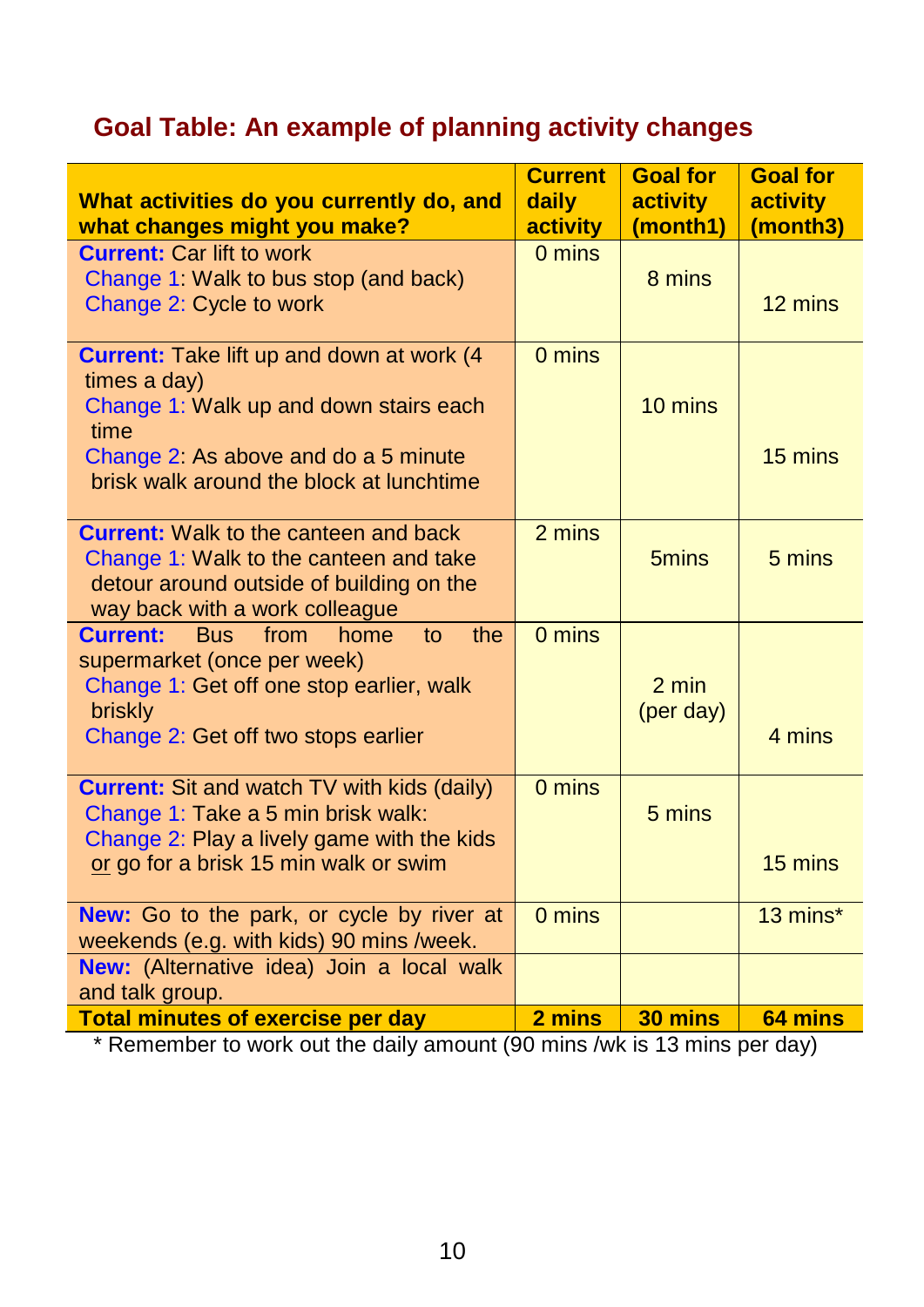## Goal Table: An example of planning activity changes

| What activities do you currently do, and what changes might you make? | Current daily activity | Goal for activity (month1) | Goal for activity (month3) |
|---|---|---|---|
| **Current:** Car lift to work<br>Change 1: Walk to bus stop (and back)<br>Change 2: Cycle to work | 0 mins | 8 mins | 12 mins |
| **Current:** Take lift up and down at work (4 times a day)<br>Change 1: Walk up and down stairs each time<br>Change 2: As above and do a 5 minute brisk walk around the block at lunchtime | 0 mins | 10 mins | 15 mins |
| **Current:** Walk to the canteen and back<br>Change 1: Walk to the canteen and take detour around outside of building on the way back with a work colleague | 2 mins | 5mins | 5 mins |
| **Current:** Bus from home to the supermarket (once per week)<br>Change 1: Get off one stop earlier, walk briskly<br>Change 2: Get off two stops earlier | 0 mins | 2 min (per day) | 4 mins |
| **Current:** Sit and watch TV with kids (daily)<br>Change 1: Take a 5 min brisk walk:<br>Change 2: Play a lively game with the kids <u>or</u> go for a brisk 15 min walk or swim | 0 mins | 5 mins | 15 mins |
| **New:** Go to the park, or cycle by river at weekends (e.g. with kids) 90 mins /week. | 0 mins | | 13 mins* |
| **New:** (Alternative idea) Join a local walk and talk group. | | | |
| **Total minutes of exercise per day** | **2 mins** | **30 mins** | **64 mins** |

\* Remember to work out the daily amount (90 mins /wk is 13 mins per day)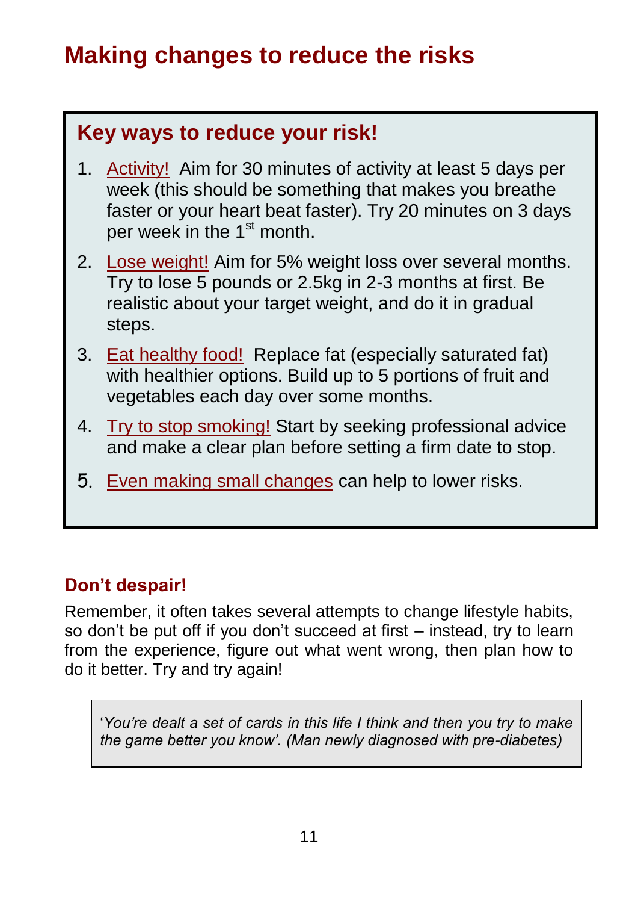# Making changes to reduce the risks

## Key ways to reduce your risk!

1. Activity! Aim for 30 minutes of activity at least 5 days per week (this should be something that makes you breathe faster or your heart beat faster). Try 20 minutes on 3 days per week in the 1st month.
2. Lose weight! Aim for 5% weight loss over several months. Try to lose 5 pounds or 2.5kg in 2-3 months at first. Be realistic about your target weight, and do it in gradual steps.
3. Eat healthy food! Replace fat (especially saturated fat) with healthier options. Build up to 5 portions of fruit and vegetables each day over some months.
4. Try to stop smoking! Start by seeking professional advice and make a clear plan before setting a firm date to stop.
5. Even making small changes can help to lower risks.

### Don't despair!

Remember, it often takes several attempts to change lifestyle habits, so don't be put off if you don't succeed at first – instead, try to learn from the experience, figure out what went wrong, then plan how to do it better. Try and try again!

> '*You're dealt a set of cards in this life I think and then you try to make the game better you know'. (Man newly diagnosed with pre-diabetes)*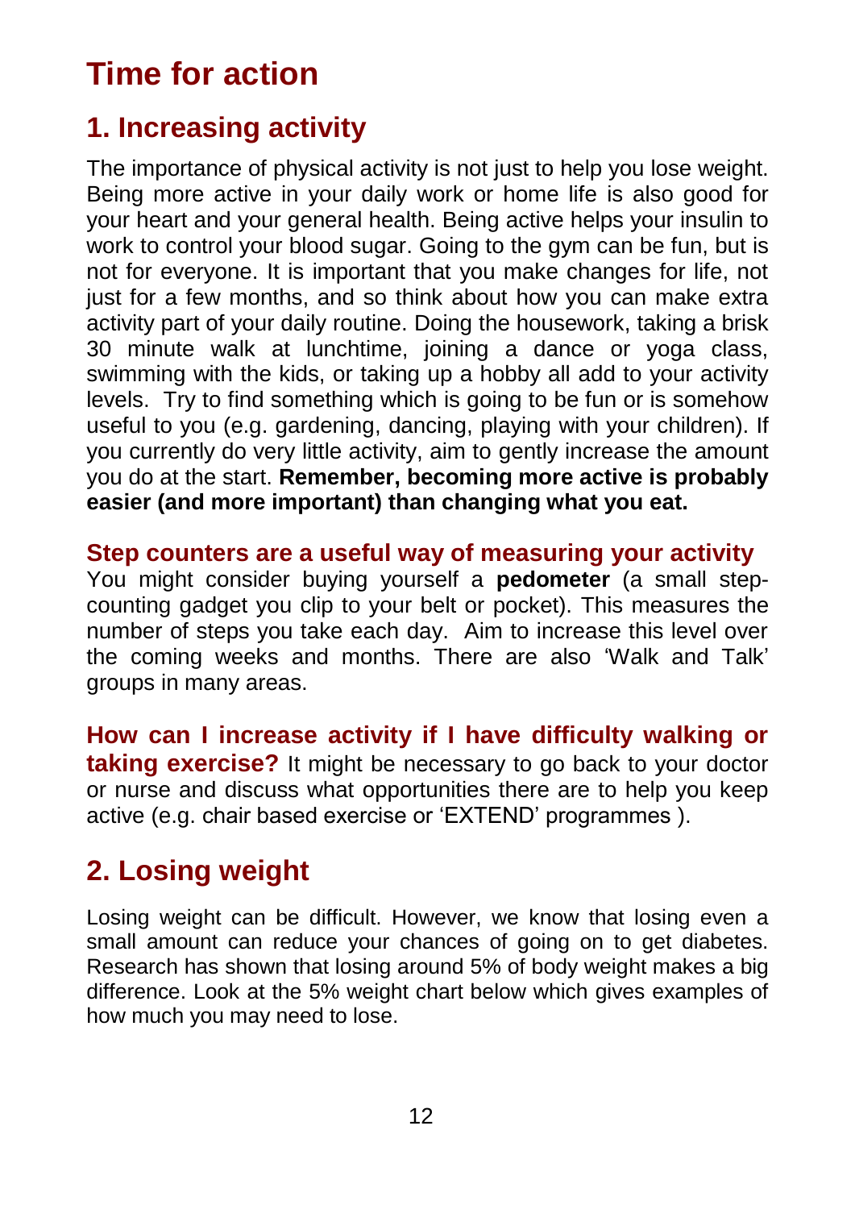# Time for action

## 1. Increasing activity

The importance of physical activity is not just to help you lose weight. Being more active in your daily work or home life is also good for your heart and your general health. Being active helps your insulin to work to control your blood sugar. Going to the gym can be fun, but is not for everyone. It is important that you make changes for life, not just for a few months, and so think about how you can make extra activity part of your daily routine. Doing the housework, taking a brisk 30 minute walk at lunchtime, joining a dance or yoga class, swimming with the kids, or taking up a hobby all add to your activity levels. Try to find something which is going to be fun or is somehow useful to you (e.g. gardening, dancing, playing with your children). If you currently do very little activity, aim to gently increase the amount you do at the start. **Remember, becoming more active is probably easier (and more important) than changing what you eat.**

### Step counters are a useful way of measuring your activity

You might consider buying yourself a **pedometer** (a small step-counting gadget you clip to your belt or pocket). This measures the number of steps you take each day. Aim to increase this level over the coming weeks and months. There are also 'Walk and Talk' groups in many areas.

**How can I increase activity if I have difficulty walking or taking exercise?** It might be necessary to go back to your doctor or nurse and discuss what opportunities there are to help you keep active (e.g. chair based exercise or 'EXTEND' programmes ).

## 2. Losing weight

Losing weight can be difficult. However, we know that losing even a small amount can reduce your chances of going on to get diabetes. Research has shown that losing around 5% of body weight makes a big difference. Look at the 5% weight chart below which gives examples of how much you may need to lose.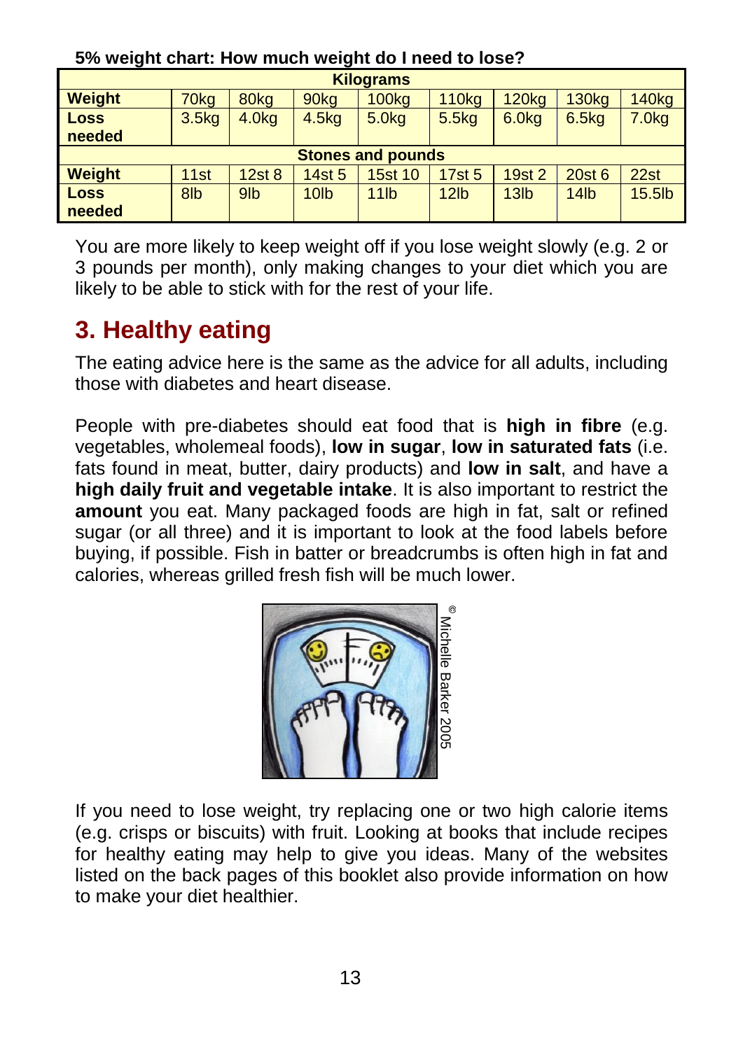**5% weight chart: How much weight do I need to lose?**

| Kilograms | | | | | | | | |
|---|---|---|---|---|---|---|---|---|
| **Weight** | 70kg | 80kg | 90kg | 100kg | 110kg | 120kg | 130kg | 140kg |
| **Loss needed** | 3.5kg | 4.0kg | 4.5kg | 5.0kg | 5.5kg | 6.0kg | 6.5kg | 7.0kg |
| **Stones and pounds** | | | | | | | | |
| **Weight** | 11st | 12st 8 | 14st 5 | 15st 10 | 17st 5 | 19st 2 | 20st 6 | 22st |
| **Loss needed** | 8lb | 9lb | 10lb | 11lb | 12lb | 13lb | 14lb | 15.5lb |

You are more likely to keep weight off if you lose weight slowly (e.g. 2 or 3 pounds per month), only making changes to your diet which you are likely to be able to stick with for the rest of your life.

## 3. Healthy eating

The eating advice here is the same as the advice for all adults, including those with diabetes and heart disease.

People with pre-diabetes should eat food that is **high in fibre** (e.g. vegetables, wholemeal foods), **low in sugar**, **low in saturated fats** (i.e. fats found in meat, butter, dairy products) and **low in salt**, and have a **high daily fruit and vegetable intake**. It is also important to restrict the **amount** you eat. Many packaged foods are high in fat, salt or refined sugar (or all three) and it is important to look at the food labels before buying, if possible. Fish in batter or breadcrumbs is often high in fat and calories, whereas grilled fresh fish will be much lower.

© Michelle Barker 2005

If you need to lose weight, try replacing one or two high calorie items (e.g. crisps or biscuits) with fruit. Looking at books that include recipes for healthy eating may help to give you ideas. Many of the websites listed on the back pages of this booklet also provide information on how to make your diet healthier.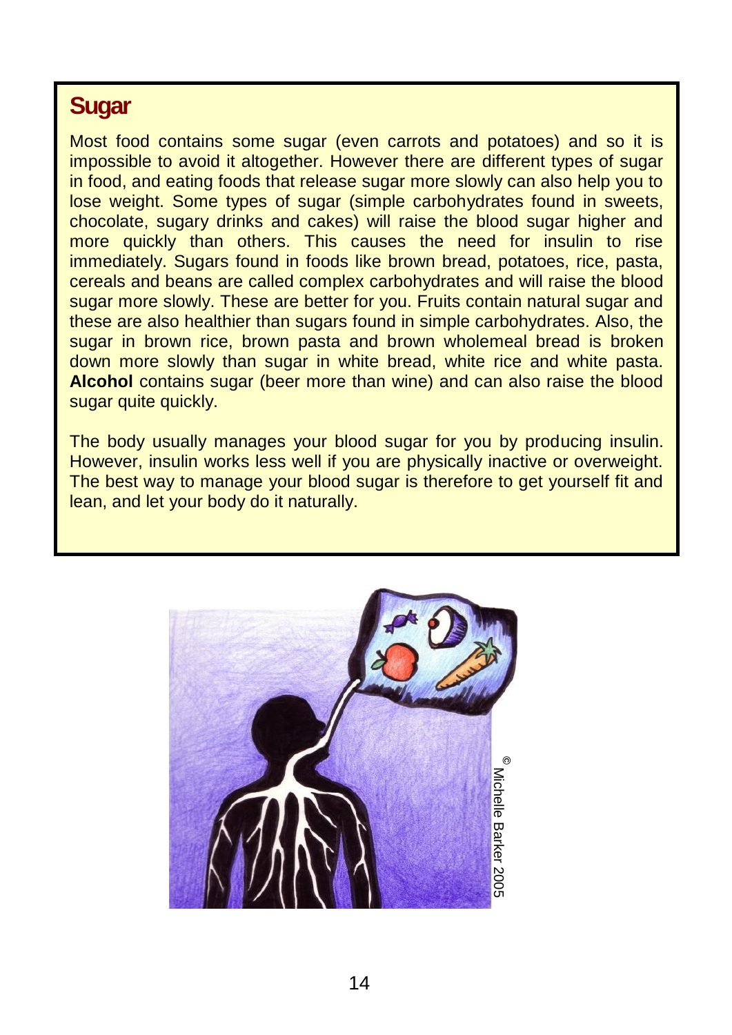## Sugar

Most food contains some sugar (even carrots and potatoes) and so it is impossible to avoid it altogether. However there are different types of sugar in food, and eating foods that release sugar more slowly can also help you to lose weight. Some types of sugar (simple carbohydrates found in sweets, chocolate, sugary drinks and cakes) will raise the blood sugar higher and more quickly than others. This causes the need for insulin to rise immediately. Sugars found in foods like brown bread, potatoes, rice, pasta, cereals and beans are called complex carbohydrates and will raise the blood sugar more slowly. These are better for you. Fruits contain natural sugar and these are also healthier than sugars found in simple carbohydrates. Also, the sugar in brown rice, brown pasta and brown wholemeal bread is broken down more slowly than sugar in white bread, white rice and white pasta. **Alcohol** contains sugar (beer more than wine) and can also raise the blood sugar quite quickly.

The body usually manages your blood sugar for you by producing insulin. However, insulin works less well if you are physically inactive or overweight. The best way to manage your blood sugar is therefore to get yourself fit and lean, and let your body do it naturally.

© Michelle Barker 2005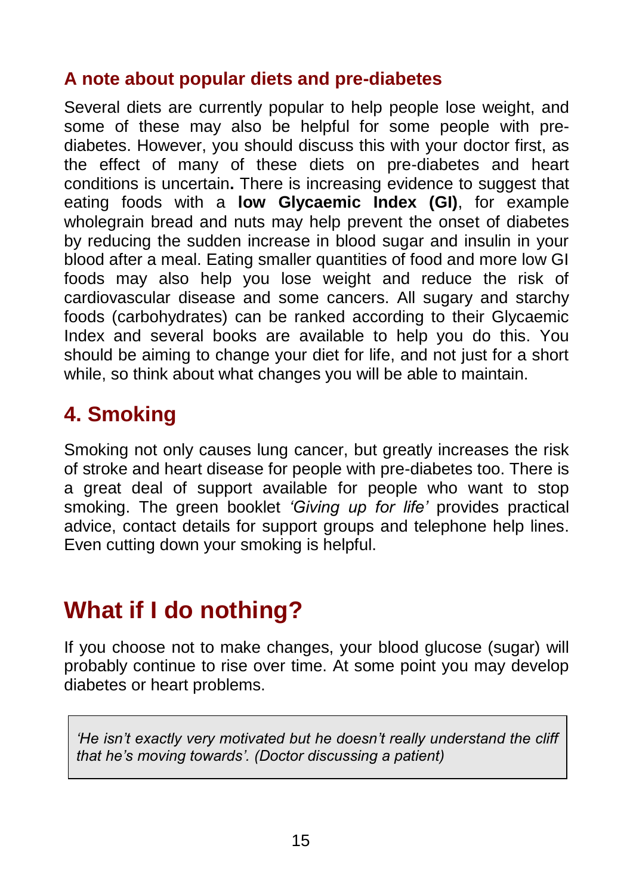### A note about popular diets and pre-diabetes

Several diets are currently popular to help people lose weight, and some of these may also be helpful for some people with pre-diabetes. However, you should discuss this with your doctor first, as the effect of many of these diets on pre-diabetes and heart conditions is uncertain**.** There is increasing evidence to suggest that eating foods with a **low Glycaemic Index (GI)**, for example wholegrain bread and nuts may help prevent the onset of diabetes by reducing the sudden increase in blood sugar and insulin in your blood after a meal. Eating smaller quantities of food and more low GI foods may also help you lose weight and reduce the risk of cardiovascular disease and some cancers. All sugary and starchy foods (carbohydrates) can be ranked according to their Glycaemic Index and several books are available to help you do this. You should be aiming to change your diet for life, and not just for a short while, so think about what changes you will be able to maintain.

## 4. Smoking

Smoking not only causes lung cancer, but greatly increases the risk of stroke and heart disease for people with pre-diabetes too. There is a great deal of support available for people who want to stop smoking. The green booklet *'Giving up for life'* provides practical advice, contact details for support groups and telephone help lines. Even cutting down your smoking is helpful.

# What if I do nothing?

If you choose not to make changes, your blood glucose (sugar) will probably continue to rise over time. At some point you may develop diabetes or heart problems.

> *'He isn't exactly very motivated but he doesn't really understand the cliff that he's moving towards'. (Doctor discussing a patient)*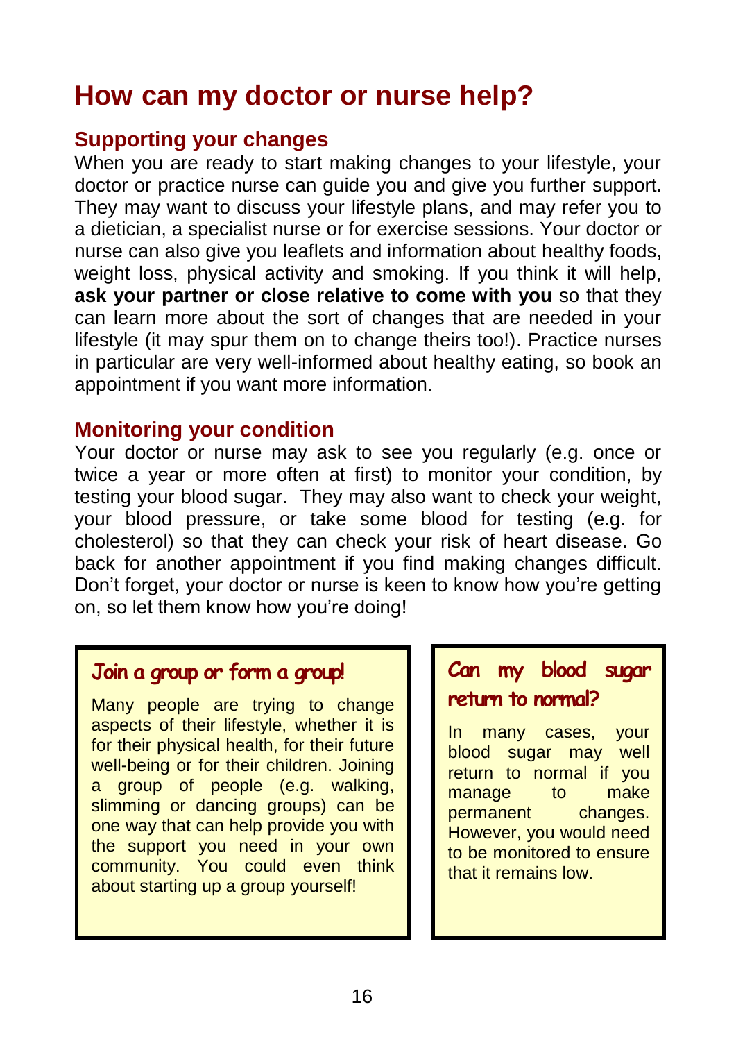# How can my doctor or nurse help?

## Supporting your changes

When you are ready to start making changes to your lifestyle, your doctor or practice nurse can guide you and give you further support. They may want to discuss your lifestyle plans, and may refer you to a dietician, a specialist nurse or for exercise sessions. Your doctor or nurse can also give you leaflets and information about healthy foods, weight loss, physical activity and smoking. If you think it will help, **ask your partner or close relative to come with you** so that they can learn more about the sort of changes that are needed in your lifestyle (it may spur them on to change theirs too!). Practice nurses in particular are very well-informed about healthy eating, so book an appointment if you want more information.

## Monitoring your condition

Your doctor or nurse may ask to see you regularly (e.g. once or twice a year or more often at first) to monitor your condition, by testing your blood sugar. They may also want to check your weight, your blood pressure, or take some blood for testing (e.g. for cholesterol) so that they can check your risk of heart disease. Go back for another appointment if you find making changes difficult. Don't forget, your doctor or nurse is keen to know how you're getting on, so let them know how you're doing!

### Join a group or form a group!

Many people are trying to change aspects of their lifestyle, whether it is for their physical health, for their future well-being or for their children. Joining a group of people (e.g. walking, slimming or dancing groups) can be one way that can help provide you with the support you need in your own community. You could even think about starting up a group yourself!

### Can my blood sugar return to normal?

In many cases, your blood sugar may well return to normal if you manage to make permanent changes. However, you would need to be monitored to ensure that it remains low.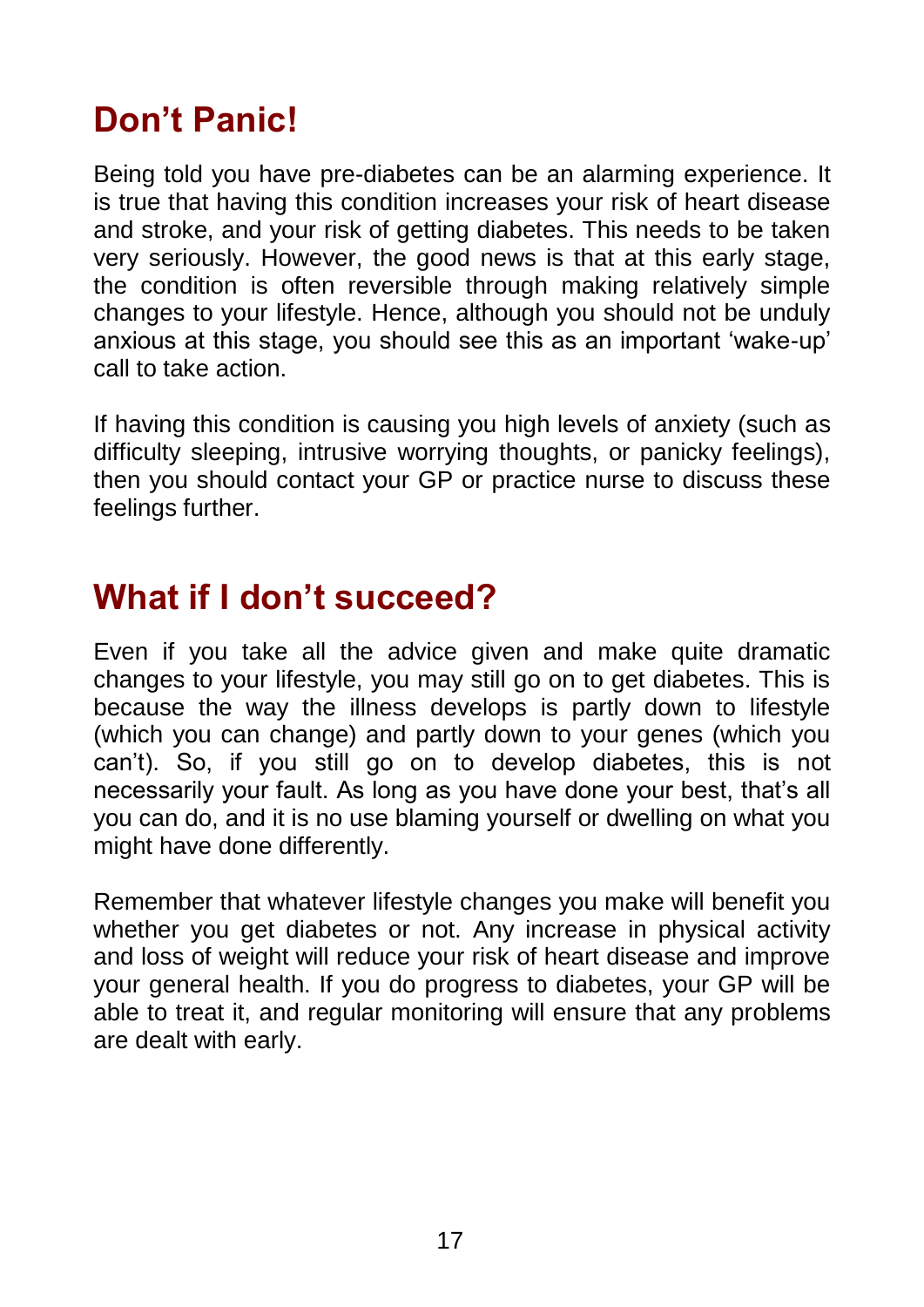## Don't Panic!

Being told you have pre-diabetes can be an alarming experience. It is true that having this condition increases your risk of heart disease and stroke, and your risk of getting diabetes. This needs to be taken very seriously. However, the good news is that at this early stage, the condition is often reversible through making relatively simple changes to your lifestyle. Hence, although you should not be unduly anxious at this stage, you should see this as an important 'wake-up' call to take action.

If having this condition is causing you high levels of anxiety (such as difficulty sleeping, intrusive worrying thoughts, or panicky feelings), then you should contact your GP or practice nurse to discuss these feelings further.

## What if I don't succeed?

Even if you take all the advice given and make quite dramatic changes to your lifestyle, you may still go on to get diabetes. This is because the way the illness develops is partly down to lifestyle (which you can change) and partly down to your genes (which you can't). So, if you still go on to develop diabetes, this is not necessarily your fault. As long as you have done your best, that's all you can do, and it is no use blaming yourself or dwelling on what you might have done differently.

Remember that whatever lifestyle changes you make will benefit you whether you get diabetes or not. Any increase in physical activity and loss of weight will reduce your risk of heart disease and improve your general health. If you do progress to diabetes, your GP will be able to treat it, and regular monitoring will ensure that any problems are dealt with early.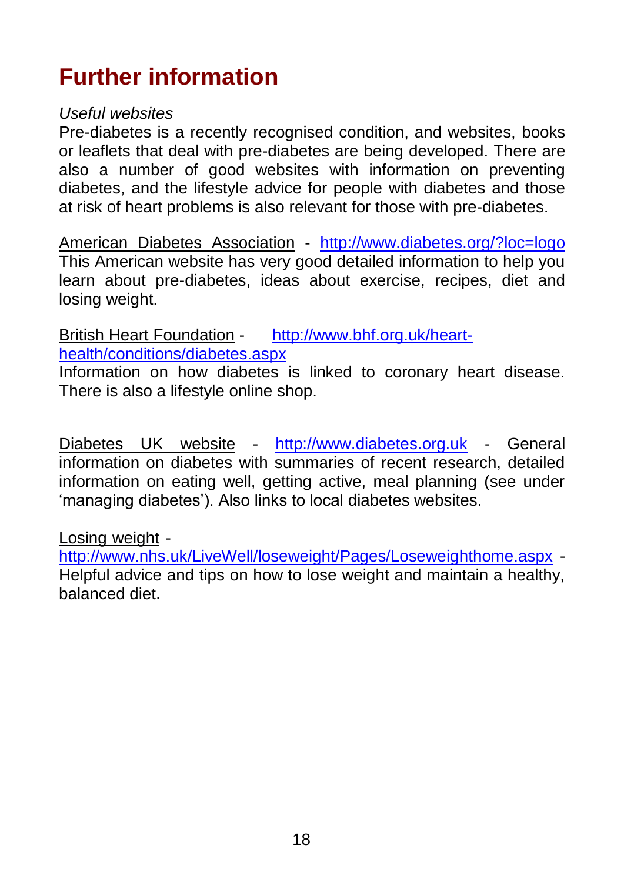# Further information

*Useful websites*

Pre-diabetes is a recently recognised condition, and websites, books or leaflets that deal with pre-diabetes are being developed. There are also a number of good websites with information on preventing diabetes, and the lifestyle advice for people with diabetes and those at risk of heart problems is also relevant for those with pre-diabetes.

American Diabetes Association - http://www.diabetes.org/?loc=logo
This American website has very good detailed information to help you learn about pre-diabetes, ideas about exercise, recipes, diet and losing weight.

British Heart Foundation - http://www.bhf.org.uk/heart-health/conditions/diabetes.aspx
Information on how diabetes is linked to coronary heart disease. There is also a lifestyle online shop.

Diabetes UK website - http://www.diabetes.org.uk - General information on diabetes with summaries of recent research, detailed information on eating well, getting active, meal planning (see under 'managing diabetes'). Also links to local diabetes websites.

Losing weight - http://www.nhs.uk/LiveWell/loseweight/Pages/Loseweighthome.aspx - Helpful advice and tips on how to lose weight and maintain a healthy, balanced diet.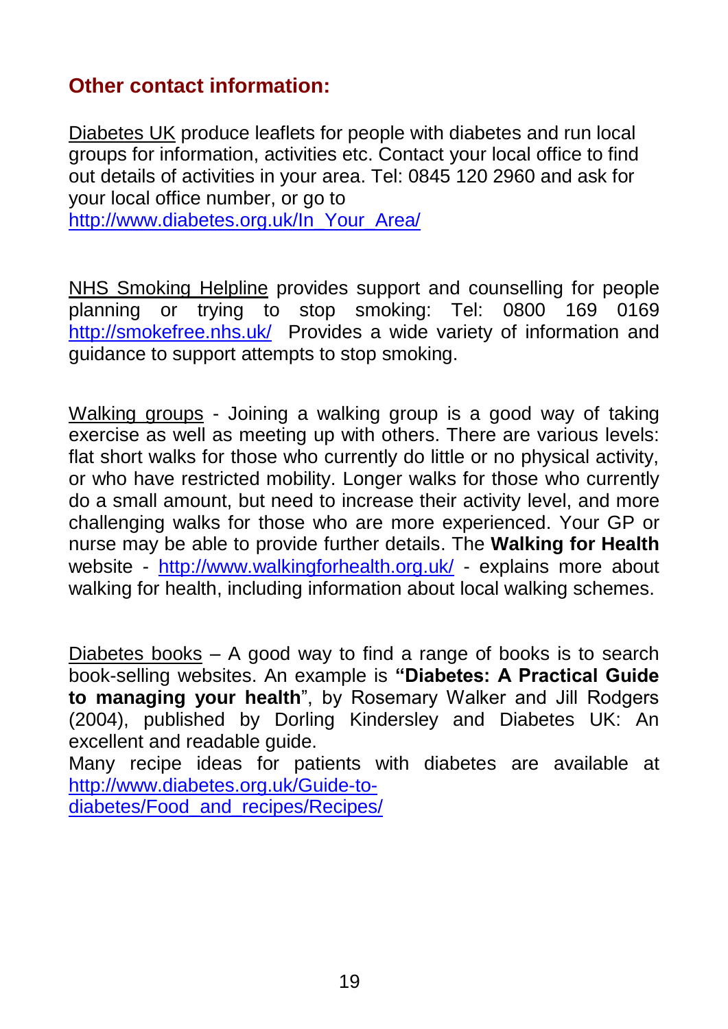## Other contact information:

Diabetes UK produce leaflets for people with diabetes and run local groups for information, activities etc. Contact your local office to find out details of activities in your area. Tel: 0845 120 2960 and ask for your local office number, or go to http://www.diabetes.org.uk/In_Your_Area/

NHS Smoking Helpline provides support and counselling for people planning or trying to stop smoking: Tel: 0800 169 0169 http://smokefree.nhs.uk/ Provides a wide variety of information and guidance to support attempts to stop smoking.

Walking groups - Joining a walking group is a good way of taking exercise as well as meeting up with others. There are various levels: flat short walks for those who currently do little or no physical activity, or who have restricted mobility. Longer walks for those who currently do a small amount, but need to increase their activity level, and more challenging walks for those who are more experienced. Your GP or nurse may be able to provide further details. The **Walking for Health** website - http://www.walkingforhealth.org.uk/ - explains more about walking for health, including information about local walking schemes.

Diabetes books – A good way to find a range of books is to search book-selling websites. An example is **"Diabetes: A Practical Guide to managing your health**", by Rosemary Walker and Jill Rodgers (2004), published by Dorling Kindersley and Diabetes UK: An excellent and readable guide.

Many recipe ideas for patients with diabetes are available at http://www.diabetes.org.uk/Guide-to-diabetes/Food_and_recipes/Recipes/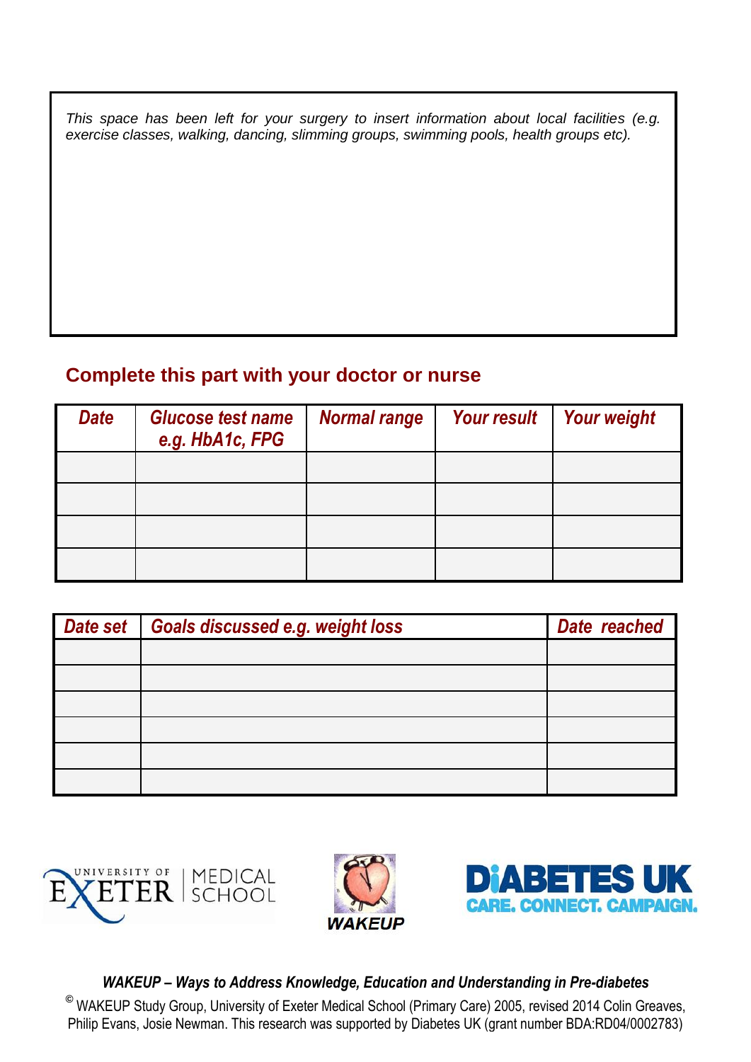*This space has been left for your surgery to insert information about local facilities (e.g. exercise classes, walking, dancing, slimming groups, swimming pools, health groups etc).*

## Complete this part with your doctor or nurse

| *Date* | *Glucose test name e.g. HbA1c, FPG* | *Normal range* | *Your result* | *Your weight* |
|---|---|---|---|---|
| | | | | |
| | | | | |
| | | | | |
| | | | | |

| *Date set* | *Goals discussed e.g. weight loss* | *Date reached* |
|---|---|---|
| | | |
| | | |
| | | |
| | | |
| | | |
| | | |

UNIVERSITY OF EXETER | MEDICAL SCHOOL

WAKEUP

DIABETES UK
CARE. CONNECT. CAMPAIGN.

***WAKEUP – Ways to Address Knowledge, Education and Understanding in Pre-diabetes***

© WAKEUP Study Group, University of Exeter Medical School (Primary Care) 2005, revised 2014 Colin Greaves, Philip Evans, Josie Newman. This research was supported by Diabetes UK (grant number BDA:RD04/0002783)